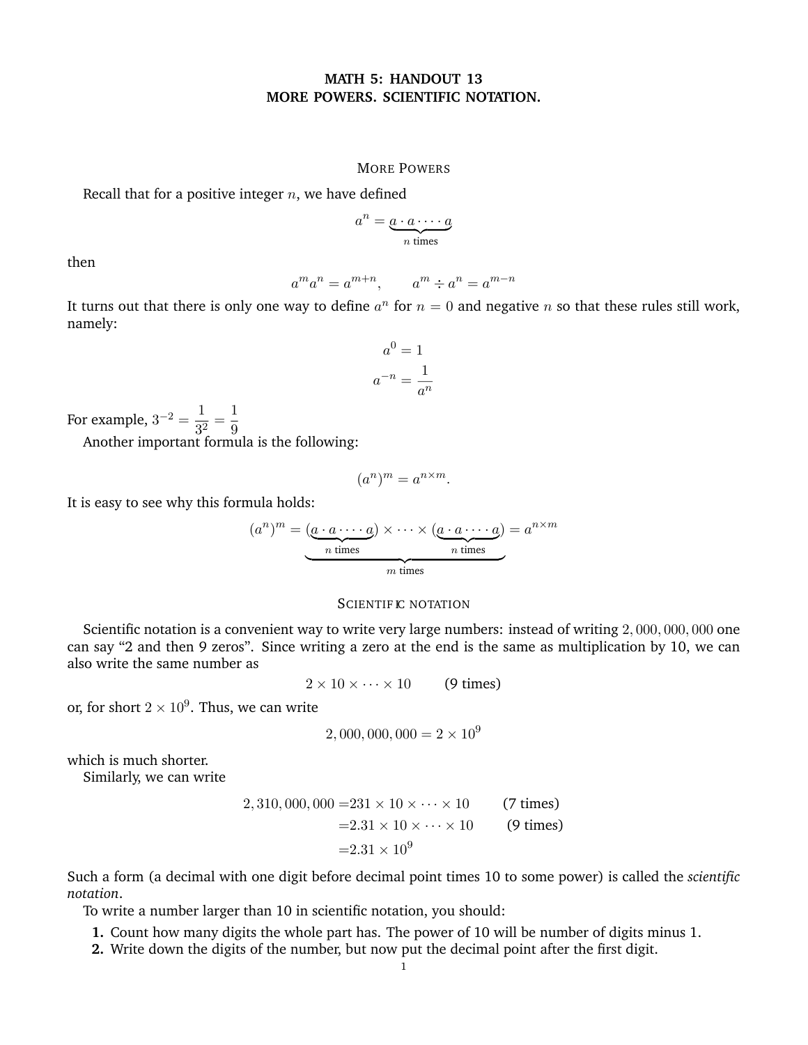# MATH 5: HANDOUT 13
# MORE POWERS. SCIENTIFIC NOTATION.

## More Powers

Recall that for a positive integer $n$, we have defined

$$a^n = \underbrace{a \cdot a \cdot \dots \cdot a}_{n \text{ times}}$$

then

$$a^m a^n = a^{m+n}, \qquad a^m \div a^n = a^{m-n}$$

It turns out that there is only one way to define $a^n$ for $n = 0$ and negative $n$ so that these rules still work, namely:

$$a^0 = 1$$

$$a^{-n} = \frac{1}{a^n}$$

For example, $3^{-2} = \frac{1}{3^2} = \frac{1}{9}$

Another important formula is the following:

$$(a^n)^m = a^{n \times m}.$$

It is easy to see why this formula holds:

$$(a^n)^m = \underbrace{(\underbrace{a \cdot a \cdot \dots \cdot a}_{n \text{ times}}) \times \dots \times (\underbrace{a \cdot a \cdot \dots \cdot a}_{n \text{ times}})}_{m \text{ times}} = a^{n \times m}$$

## Scientific notation

Scientific notation is a convenient way to write very large numbers: instead of writing $2,000,000,000$ one can say "2 and then 9 zeros". Since writing a zero at the end is the same as multiplication by 10, we can also write the same number as

$$2 \times 10 \times \dots \times 10 \qquad \text{(9 times)}$$

or, for short $2 \times 10^9$. Thus, we can write

$$2,000,000,000 = 2 \times 10^9$$

which is much shorter.

Similarly, we can write

$$\begin{aligned}
2,310,000,000 &= 231 \times 10 \times \dots \times 10 \qquad \text{(7 times)} \\
&= 2.31 \times 10 \times \dots \times 10 \qquad \text{(9 times)} \\
&= 2.31 \times 10^9
\end{aligned}$$

Such a form (a decimal with one digit before decimal point times 10 to some power) is called the *scientific notation*.

To write a number larger than 10 in scientific notation, you should:

**1.** Count how many digits the whole part has. The power of 10 will be number of digits minus 1.
**2.** Write down the digits of the number, but now put the decimal point after the first digit.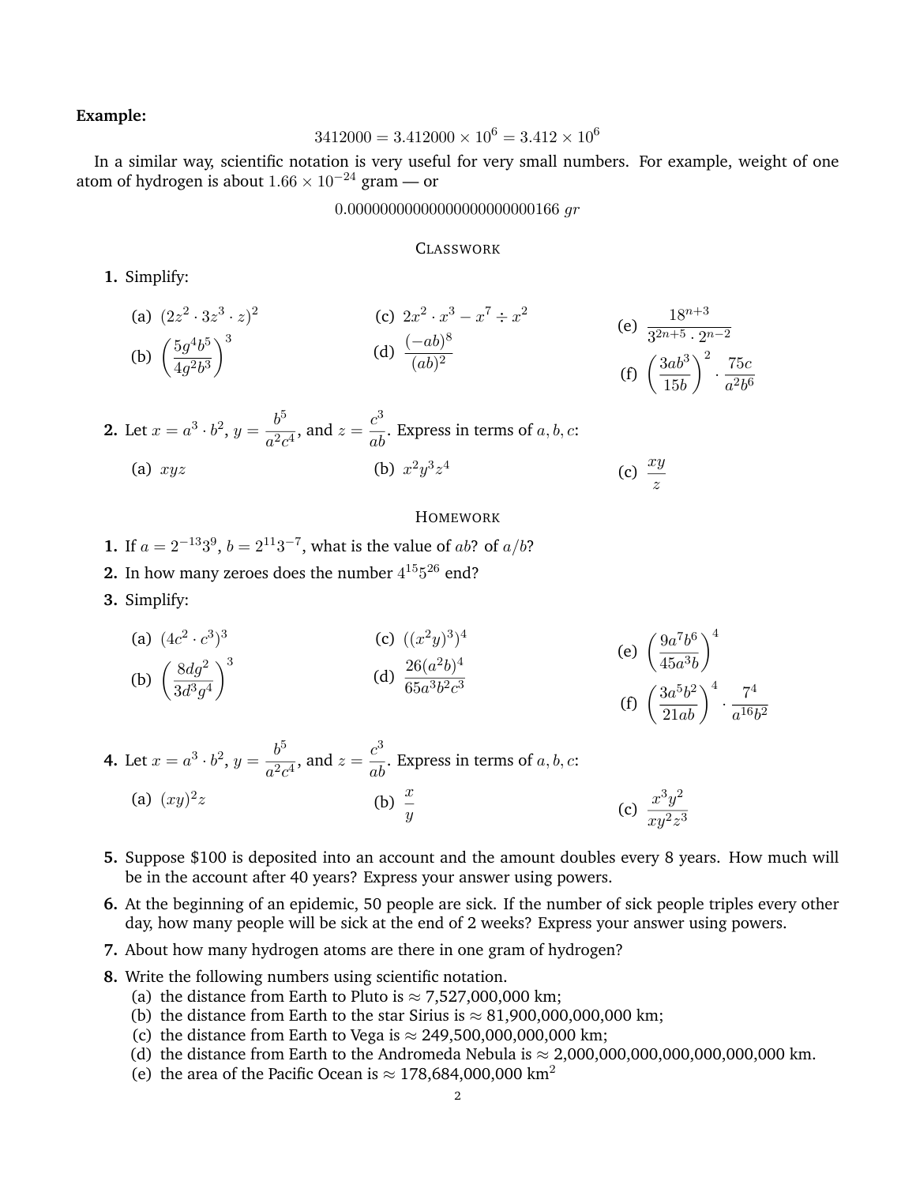**Example:**

$$3412000 = 3.412000 \times 10^6 = 3.412 \times 10^6$$

In a similar way, scientific notation is very useful for very small numbers. For example, weight of one atom of hydrogen is about $1.66 \times 10^{-24}$ gram — or

$$0.00000000000000000000000166 \; gr$$

## Classwork

**1.** Simplify:

(a) $(2z^2 \cdot 3z^3 \cdot z)^2$

(b) $\left(\dfrac{5g^4b^5}{4g^2b^3}\right)^3$

(c) $2x^2 \cdot x^3 - x^7 \div x^2$

(d) $\dfrac{(-ab)^8}{(ab)^2}$

(e) $\dfrac{18^{n+3}}{3^{2n+5} \cdot 2^{n-2}}$

(f) $\left(\dfrac{3ab^3}{15b}\right)^2 \cdot \dfrac{75c}{a^2b^6}$

**2.** Let $x = a^3 \cdot b^2$, $y = \dfrac{b^5}{a^2c^4}$, and $z = \dfrac{c^3}{ab}$. Express in terms of $a, b, c$:

(a) $xyz$

(b) $x^2y^3z^4$

(c) $\dfrac{xy}{z}$

## Homework

**1.** If $a = 2^{-13}3^9$, $b = 2^{11}3^{-7}$, what is the value of $ab$? of $a/b$?

**2.** In how many zeroes does the number $4^{15}5^{26}$ end?

**3.** Simplify:

(a) $(4c^2 \cdot c^3)^3$

(b) $\left(\dfrac{8dg^2}{3d^3g^4}\right)^3$

(c) $((x^2y)^3)^4$

(d) $\dfrac{26(a^2b)^4}{65a^3b^2c^3}$

(e) $\left(\dfrac{9a^7b^6}{45a^3b}\right)^4$

(f) $\left(\dfrac{3a^5b^2}{21ab}\right)^4 \cdot \dfrac{7^4}{a^{16}b^2}$

**4.** Let $x = a^3 \cdot b^2$, $y = \dfrac{b^5}{a^2c^4}$, and $z = \dfrac{c^3}{ab}$. Express in terms of $a, b, c$:

(a) $(xy)^2z$

(b) $\dfrac{x}{y}$

(c) $\dfrac{x^3y^2}{xy^2z^3}$

**5.** Suppose \$100 is deposited into an account and the amount doubles every 8 years. How much will be in the account after 40 years? Express your answer using powers.

**6.** At the beginning of an epidemic, 50 people are sick. If the number of sick people triples every other day, how many people will be sick at the end of 2 weeks? Express your answer using powers.

**7.** About how many hydrogen atoms are there in one gram of hydrogen?

**8.** Write the following numbers using scientific notation.

(a) the distance from Earth to Pluto is $\approx$ 7,527,000,000 km;

(b) the distance from Earth to the star Sirius is $\approx$ 81,900,000,000,000 km;

(c) the distance from Earth to Vega is $\approx$ 249,500,000,000,000 km;

(d) the distance from Earth to the Andromeda Nebula is $\approx$ 2,000,000,000,000,000,000 km.

(e) the area of the Pacific Ocean is $\approx$ 178,684,000,000 $km^2$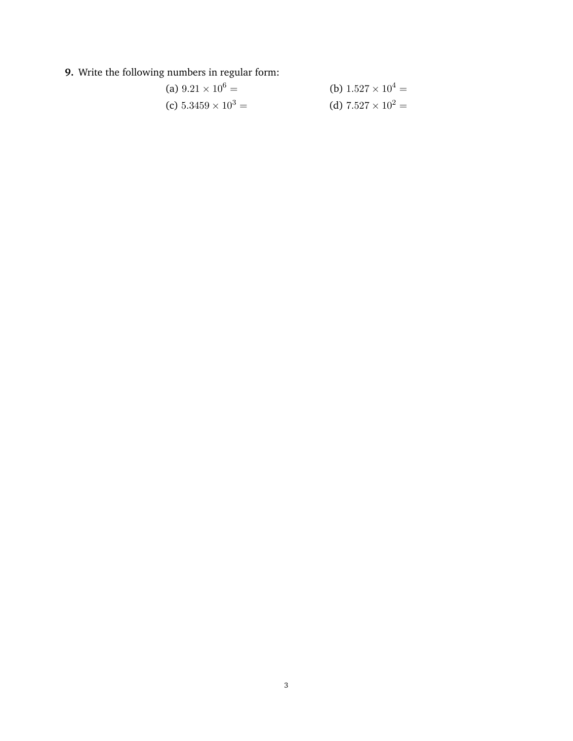**9.** Write the following numbers in regular form:

(a) $9.21 \times 10^6 =$

(b) $1.527 \times 10^4 =$

(c) $5.3459 \times 10^3 =$

(d) $7.527 \times 10^2 =$